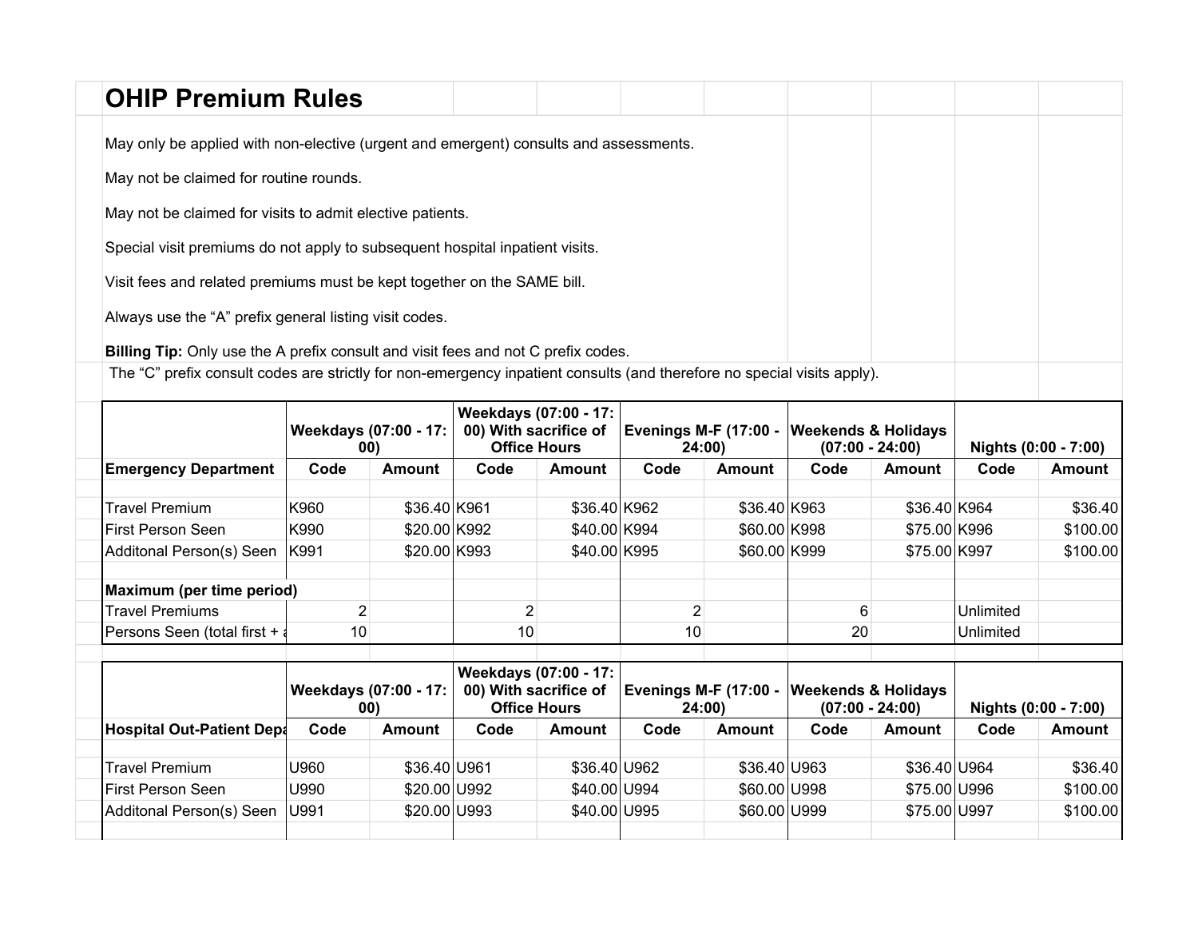# OHIP Premium Rules

May only be applied with non-elective (urgent and emergent) consults and assessments.

May not be claimed for routine rounds.

May not be claimed for visits to admit elective patients.

Special visit premiums do not apply to subsequent hospital inpatient visits.

Visit fees and related premiums must be kept together on the SAME bill.

Always use the "A" prefix general listing visit codes.

**Billing Tip:** Only use the A prefix consult and visit fees and not C prefix codes.
The "C" prefix consult codes are strictly for non-emergency inpatient consults (and therefore no special visits apply).

| | Weekdays (07:00 - 17:00) | | Weekdays (07:00 - 17:00) With sacrifice of Office Hours | | Evenings M-F (17:00 - 24:00) | | Weekends & Holidays (07:00 - 24:00) | | Nights (0:00 - 7:00) | |
|---|---|---|---|---|---|---|---|---|---|---|
| **Emergency Department** | **Code** | **Amount** | **Code** | **Amount** | **Code** | **Amount** | **Code** | **Amount** | **Code** | **Amount** |
| Travel Premium | K960 | $36.40 | K961 | $36.40 | K962 | $36.40 | K963 | $36.40 | K964 | $36.40 |
| First Person Seen | K990 | $20.00 | K992 | $40.00 | K994 | $60.00 | K998 | $75.00 | K996 | $100.00 |
| Additonal Person(s) Seen | K991 | $20.00 | K993 | $40.00 | K995 | $60.00 | K999 | $75.00 | K997 | $100.00 |
| **Maximum (per time period)** | | | | | | | | | | |
| Travel Premiums | 2 | | 2 | | 2 | | 6 | | Unlimited | |
| Persons Seen (total first + a | 10 | | 10 | | 10 | | 20 | | Unlimited | |

| | Weekdays (07:00 - 17:00) | | Weekdays (07:00 - 17:00) With sacrifice of Office Hours | | Evenings M-F (17:00 - 24:00) | | Weekends & Holidays (07:00 - 24:00) | | Nights (0:00 - 7:00) | |
|---|---|---|---|---|---|---|---|---|---|---|
| **Hospital Out-Patient Depa** | **Code** | **Amount** | **Code** | **Amount** | **Code** | **Amount** | **Code** | **Amount** | **Code** | **Amount** |
| Travel Premium | U960 | $36.40 | U961 | $36.40 | U962 | $36.40 | U963 | $36.40 | U964 | $36.40 |
| First Person Seen | U990 | $20.00 | U992 | $40.00 | U994 | $60.00 | U998 | $75.00 | U996 | $100.00 |
| Additonal Person(s) Seen | U991 | $20.00 | U993 | $40.00 | U995 | $60.00 | U999 | $75.00 | U997 | $100.00 |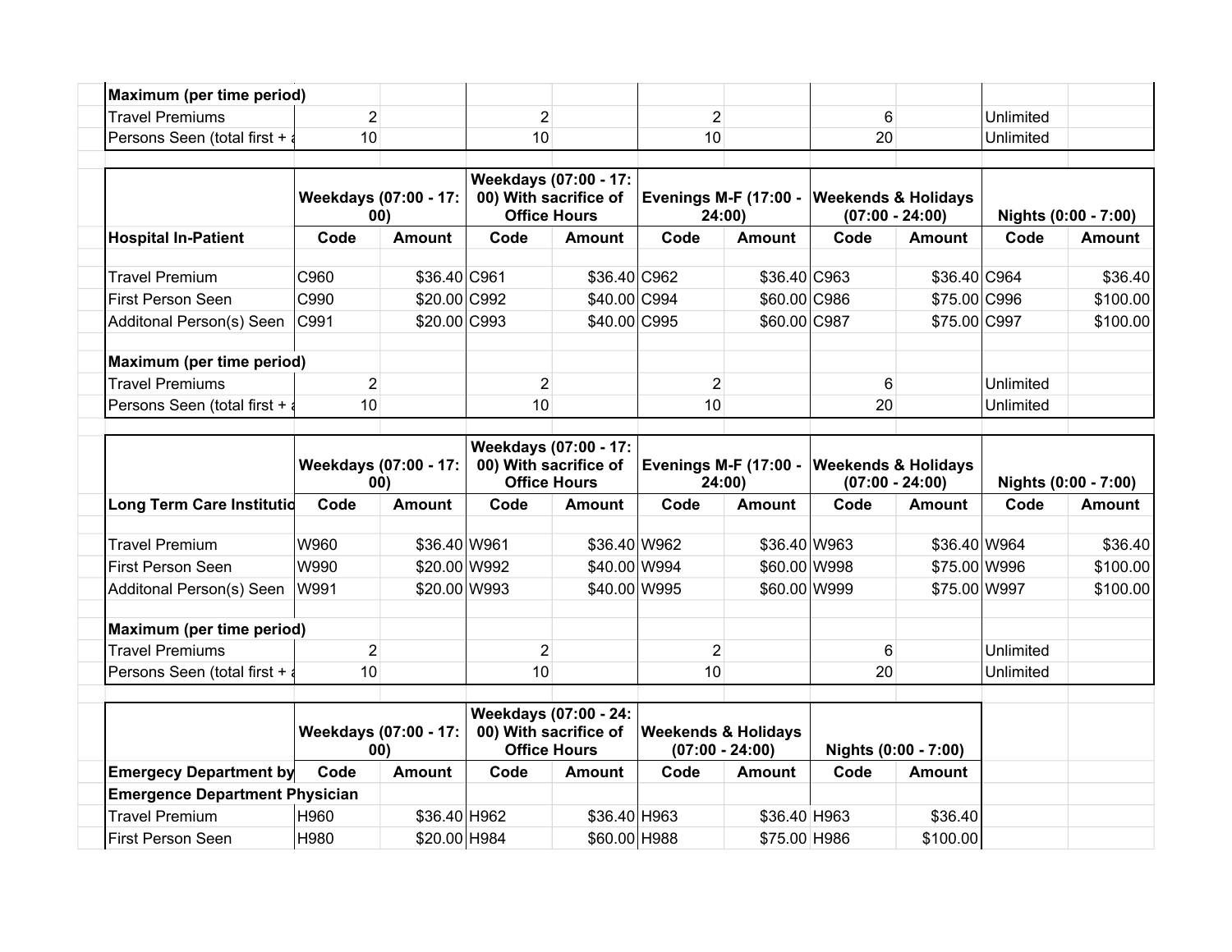| Maximum (per time period) | | | | | | | | | | |
|---|---|---|---|---|---|---|---|---|---|---|
| Travel Premiums | 2 | | 2 | | 2 | | 6 | | Unlimited | |
| Persons Seen (total first + a | 10 | | 10 | | 10 | | 20 | | Unlimited | |

| | Weekdays (07:00 - 17:00) | | Weekdays (07:00 - 17:00) With sacrifice of Office Hours | | Evenings M-F (17:00 - 24:00) | | Weekends & Holidays (07:00 - 24:00) | | Nights (0:00 - 7:00) | |
|---|---|---|---|---|---|---|---|---|---|---|
| **Hospital In-Patient** | **Code** | **Amount** | **Code** | **Amount** | **Code** | **Amount** | **Code** | **Amount** | **Code** | **Amount** |
| Travel Premium | C960 | $36.40 | C961 | $36.40 | C962 | $36.40 | C963 | $36.40 | C964 | $36.40 |
| First Person Seen | C990 | $20.00 | C992 | $40.00 | C994 | $60.00 | C986 | $75.00 | C996 | $100.00 |
| Additonal Person(s) Seen | C991 | $20.00 | C993 | $40.00 | C995 | $60.00 | C987 | $75.00 | C997 | $100.00 |
| **Maximum (per time period)** | | | | | | | | | | |
| Travel Premiums | 2 | | 2 | | 2 | | 6 | | Unlimited | |
| Persons Seen (total first + a | 10 | | 10 | | 10 | | 20 | | Unlimited | |

| | Weekdays (07:00 - 17:00) | | Weekdays (07:00 - 17:00) With sacrifice of Office Hours | | Evenings M-F (17:00 - 24:00) | | Weekends & Holidays (07:00 - 24:00) | | Nights (0:00 - 7:00) | |
|---|---|---|---|---|---|---|---|---|---|---|
| **Long Term Care Institutio** | **Code** | **Amount** | **Code** | **Amount** | **Code** | **Amount** | **Code** | **Amount** | **Code** | **Amount** |
| Travel Premium | W960 | $36.40 | W961 | $36.40 | W962 | $36.40 | W963 | $36.40 | W964 | $36.40 |
| First Person Seen | W990 | $20.00 | W992 | $40.00 | W994 | $60.00 | W998 | $75.00 | W996 | $100.00 |
| Additonal Person(s) Seen | W991 | $20.00 | W993 | $40.00 | W995 | $60.00 | W999 | $75.00 | W997 | $100.00 |
| **Maximum (per time period)** | | | | | | | | | | |
| Travel Premiums | 2 | | 2 | | 2 | | 6 | | Unlimited | |
| Persons Seen (total first + a | 10 | | 10 | | 10 | | 20 | | Unlimited | |

| | Weekdays (07:00 - 17:00) | | Weekdays (07:00 - 24:00) With sacrifice of Office Hours | | Weekends & Holidays (07:00 - 24:00) | | Nights (0:00 - 7:00) | |
|---|---|---|---|---|---|---|---|---|
| **Emergecy Department by** | **Code** | **Amount** | **Code** | **Amount** | **Code** | **Amount** | **Code** | **Amount** |
| **Emergence Department Physician** | | | | | | | | |
| Travel Premium | H960 | $36.40 | H962 | $36.40 | H963 | $36.40 | H963 | $36.40 |
| First Person Seen | H980 | $20.00 | H984 | $60.00 | H988 | $75.00 | H986 | $100.00 |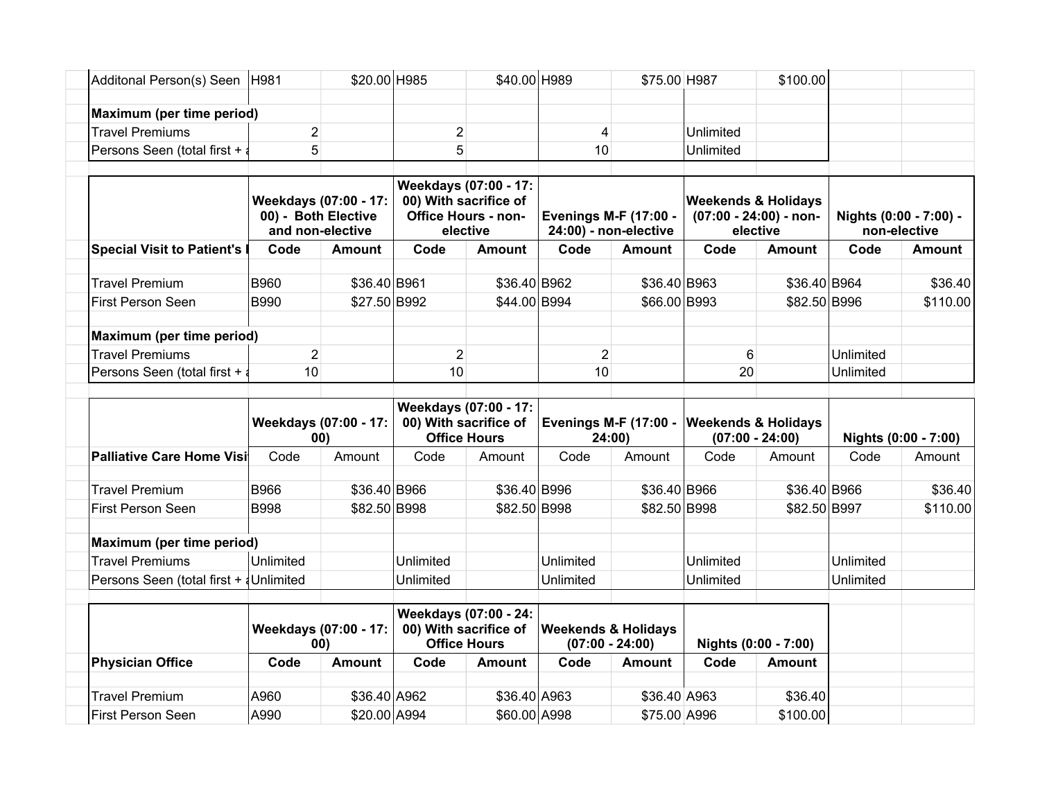| | | | | | | | | | | |
|---|---|---|---|---|---|---|---|---|---|---|
| Additonal Person(s) Seen | H981 | $20.00 | H985 | $40.00 | H989 | $75.00 | H987 | $100.00 | | |
| | | | | | | | | | | |
| **Maximum (per time period)** | | | | | | | | | | |
| Travel Premiums | 2 | | 2 | | 4 | | Unlimited | | | |
| Persons Seen (total first + a | 5 | | 5 | | 10 | | Unlimited | | | |

| | **Weekdays (07:00 - 17:00) - Both Elective and non-elective** | | **Weekdays (07:00 - 17:00) With sacrifice of Office Hours - non-elective** | | **Evenings M-F (17:00 - 24:00) - non-elective** | | **Weekends & Holidays (07:00 - 24:00) - non-elective** | | **Nights (0:00 - 7:00) - non-elective** | |
|---|---|---|---|---|---|---|---|---|---|---|
| **Special Visit to Patient's I** | **Code** | **Amount** | **Code** | **Amount** | **Code** | **Amount** | **Code** | **Amount** | **Code** | **Amount** |
| | | | | | | | | | | |
| Travel Premium | B960 | $36.40 | B961 | $36.40 | B962 | $36.40 | B963 | $36.40 | B964 | $36.40 |
| First Person Seen | B990 | $27.50 | B992 | $44.00 | B994 | $66.00 | B993 | $82.50 | B996 | $110.00 |
| | | | | | | | | | | |
| **Maximum (per time period)** | | | | | | | | | | |
| Travel Premiums | 2 | | 2 | | 2 | | 6 | | Unlimited | |
| Persons Seen (total first + a | 10 | | 10 | | 10 | | 20 | | Unlimited | |

| | **Weekdays (07:00 - 17:00)** | | **Weekdays (07:00 - 17:00) With sacrifice of Office Hours** | | **Evenings M-F (17:00 - 24:00)** | | **Weekends & Holidays (07:00 - 24:00)** | | **Nights (0:00 - 7:00)** | |
|---|---|---|---|---|---|---|---|---|---|---|
| **Palliative Care Home Visi** | Code | Amount | Code | Amount | Code | Amount | Code | Amount | Code | Amount |
| | | | | | | | | | | |
| Travel Premium | B966 | $36.40 | B966 | $36.40 | B996 | $36.40 | B966 | $36.40 | B966 | $36.40 |
| First Person Seen | B998 | $82.50 | B998 | $82.50 | B998 | $82.50 | B998 | $82.50 | B997 | $110.00 |
| | | | | | | | | | | |
| **Maximum (per time period)** | | | | | | | | | | |
| Travel Premiums | Unlimited | | Unlimited | | Unlimited | | Unlimited | | Unlimited | |
| Persons Seen (total first + a | Unlimited | | Unlimited | | Unlimited | | Unlimited | | Unlimited | |

| | **Weekdays (07:00 - 17:00)** | | **Weekdays (07:00 - 24:00) With sacrifice of Office Hours** | | **Weekends & Holidays (07:00 - 24:00)** | | **Nights (0:00 - 7:00)** | |
|---|---|---|---|---|---|---|---|---|
| **Physician Office** | **Code** | **Amount** | **Code** | **Amount** | **Code** | **Amount** | **Code** | **Amount** |
| | | | | | | | | |
| Travel Premium | A960 | $36.40 | A962 | $36.40 | A963 | $36.40 | A963 | $36.40 |
| First Person Seen | A990 | $20.00 | A994 | $60.00 | A998 | $75.00 | A996 | $100.00 |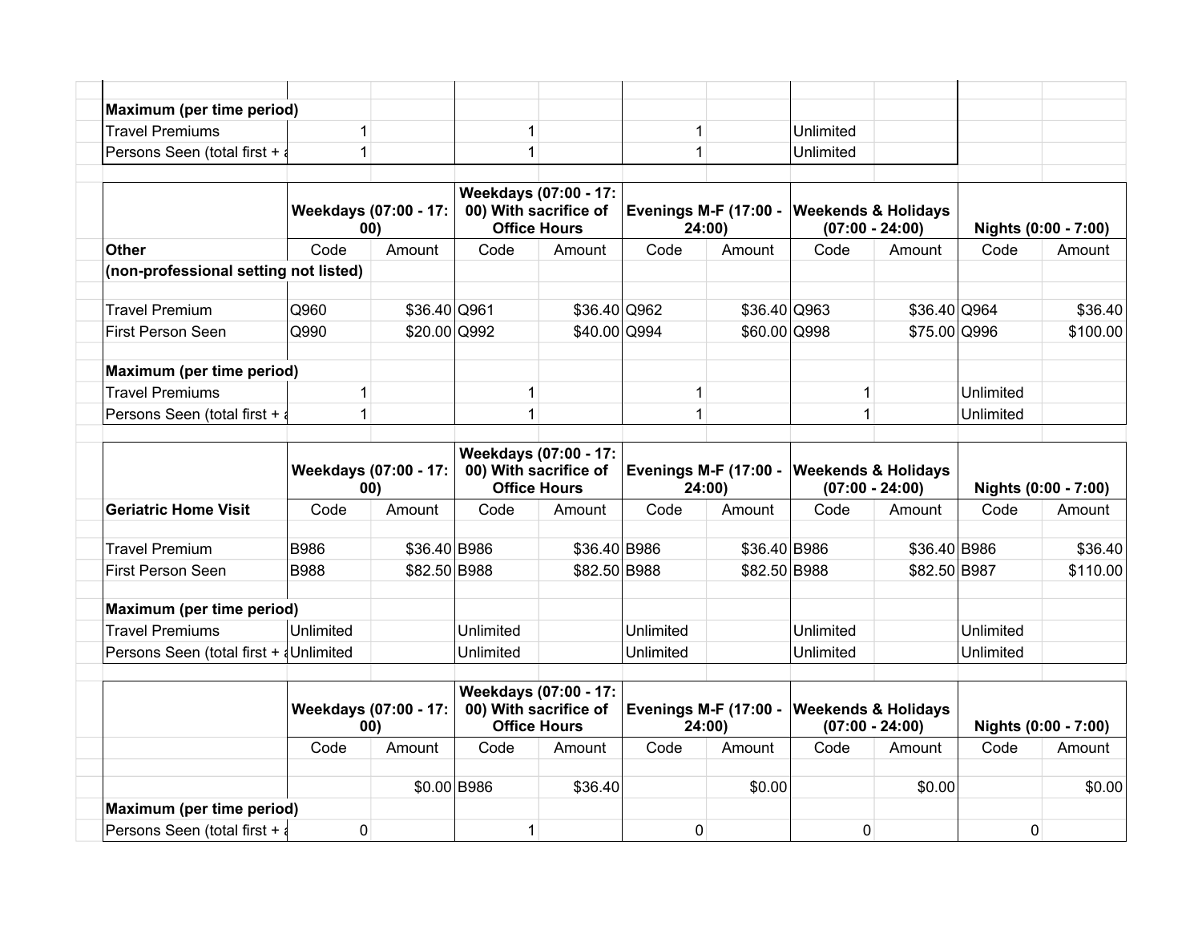| | | | | | | | | | | |
|---|---|---|---|---|---|---|---|---|---|---|
| **Maximum (per time period)** | | | | | | | | | | |
| Travel Premiums | 1 | | 1 | | 1 | | Unlimited | | | |
| Persons Seen (total first + a | 1 | | 1 | | 1 | | Unlimited | | | |

| | **Weekdays (07:00 - 17:00)** | | **Weekdays (07:00 - 17:00) With sacrifice of Office Hours** | | **Evenings M-F (17:00 - 24:00)** | | **Weekends & Holidays (07:00 - 24:00)** | | **Nights (0:00 - 7:00)** | |
|---|---|---|---|---|---|---|---|---|---|---|
| **Other** | Code | Amount | Code | Amount | Code | Amount | Code | Amount | Code | Amount |
| **(non-professional setting not listed)** | | | | | | | | | | |
| Travel Premium | Q960 | $36.40 | Q961 | $36.40 | Q962 | $36.40 | Q963 | $36.40 | Q964 | $36.40 |
| First Person Seen | Q990 | $20.00 | Q992 | $40.00 | Q994 | $60.00 | Q998 | $75.00 | Q996 | $100.00 |
| **Maximum (per time period)** | | | | | | | | | | |
| Travel Premiums | 1 | | 1 | | 1 | | 1 | | Unlimited | |
| Persons Seen (total first + a | 1 | | 1 | | 1 | | 1 | | Unlimited | |

| | **Weekdays (07:00 - 17:00)** | | **Weekdays (07:00 - 17:00) With sacrifice of Office Hours** | | **Evenings M-F (17:00 - 24:00)** | | **Weekends & Holidays (07:00 - 24:00)** | | **Nights (0:00 - 7:00)** | |
|---|---|---|---|---|---|---|---|---|---|---|
| **Geriatric Home Visit** | Code | Amount | Code | Amount | Code | Amount | Code | Amount | Code | Amount |
| Travel Premium | B986 | $36.40 | B986 | $36.40 | B986 | $36.40 | B986 | $36.40 | B986 | $36.40 |
| First Person Seen | B988 | $82.50 | B988 | $82.50 | B988 | $82.50 | B988 | $82.50 | B987 | $110.00 |
| **Maximum (per time period)** | | | | | | | | | | |
| Travel Premiums | Unlimited | | Unlimited | | Unlimited | | Unlimited | | Unlimited | |
| Persons Seen (total first + a | Unlimited | | Unlimited | | Unlimited | | Unlimited | | Unlimited | |

| | **Weekdays (07:00 - 17:00)** | | **Weekdays (07:00 - 17:00) With sacrifice of Office Hours** | | **Evenings M-F (17:00 - 24:00)** | | **Weekends & Holidays (07:00 - 24:00)** | | **Nights (0:00 - 7:00)** | |
|---|---|---|---|---|---|---|---|---|---|---|
| | Code | Amount | Code | Amount | Code | Amount | Code | Amount | Code | Amount |
| | | $0.00 | B986 | $36.40 | | $0.00 | | $0.00 | | $0.00 |
| **Maximum (per time period)** | | | | | | | | | | |
| Persons Seen (total first + a | 0 | | 1 | | 0 | | 0 | | 0 | |